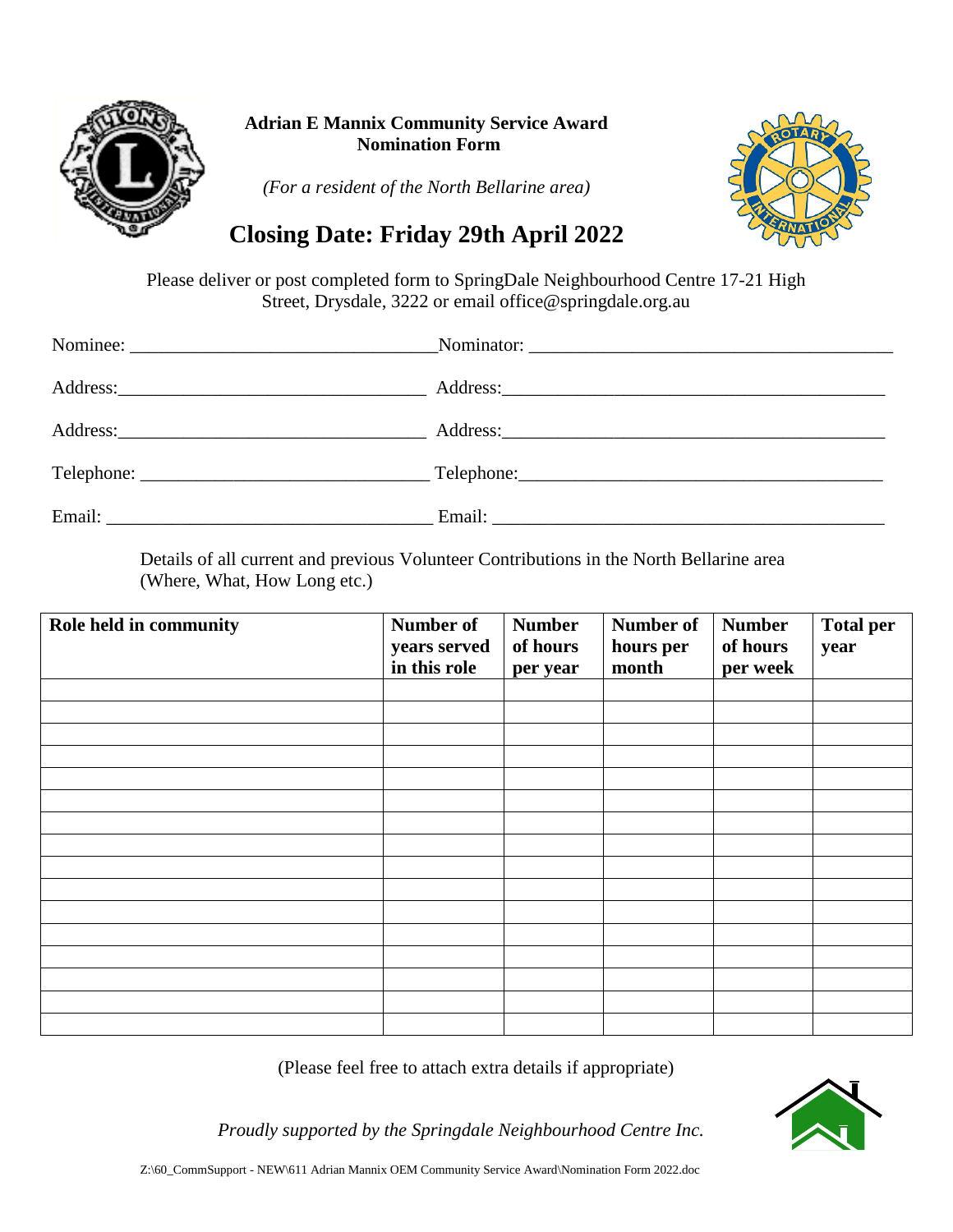# Adrian E Mannix Community Service Award Nomination Form

*(For a resident of the North Bellarine area)*

## Closing Date: Friday 29th April 2022

Please deliver or post completed form to SpringDale Neighbourhood Centre 17-21 High Street, Drysdale, 3222 or email office@springdale.org.au

Nominee: ________________________________ Nominator: ______________________________________

Address:________________________________ Address:________________________________________

Address:________________________________ Address:________________________________________

Telephone: ______________________________ Telephone:______________________________________

Email: __________________________________ Email: _________________________________________

Details of all current and previous Volunteer Contributions in the North Bellarine area (Where, What, How Long etc.)

| Role held in community | Number of years served in this role | Number of hours per year | Number of hours per month | Number of hours per week | Total per year |
|---|---|---|---|---|---|
| | | | | | |
| | | | | | |
| | | | | | |
| | | | | | |
| | | | | | |
| | | | | | |
| | | | | | |
| | | | | | |
| | | | | | |
| | | | | | |
| | | | | | |
| | | | | | |
| | | | | | |
| | | | | | |
| | | | | | |
| | | | | | |

(Please feel free to attach extra details if appropriate)

*Proudly supported by the Springdale Neighbourhood Centre Inc.*

Z:\60_CommSupport - NEW\611 Adrian Mannix OEM Community Service Award\Nomination Form 2022.doc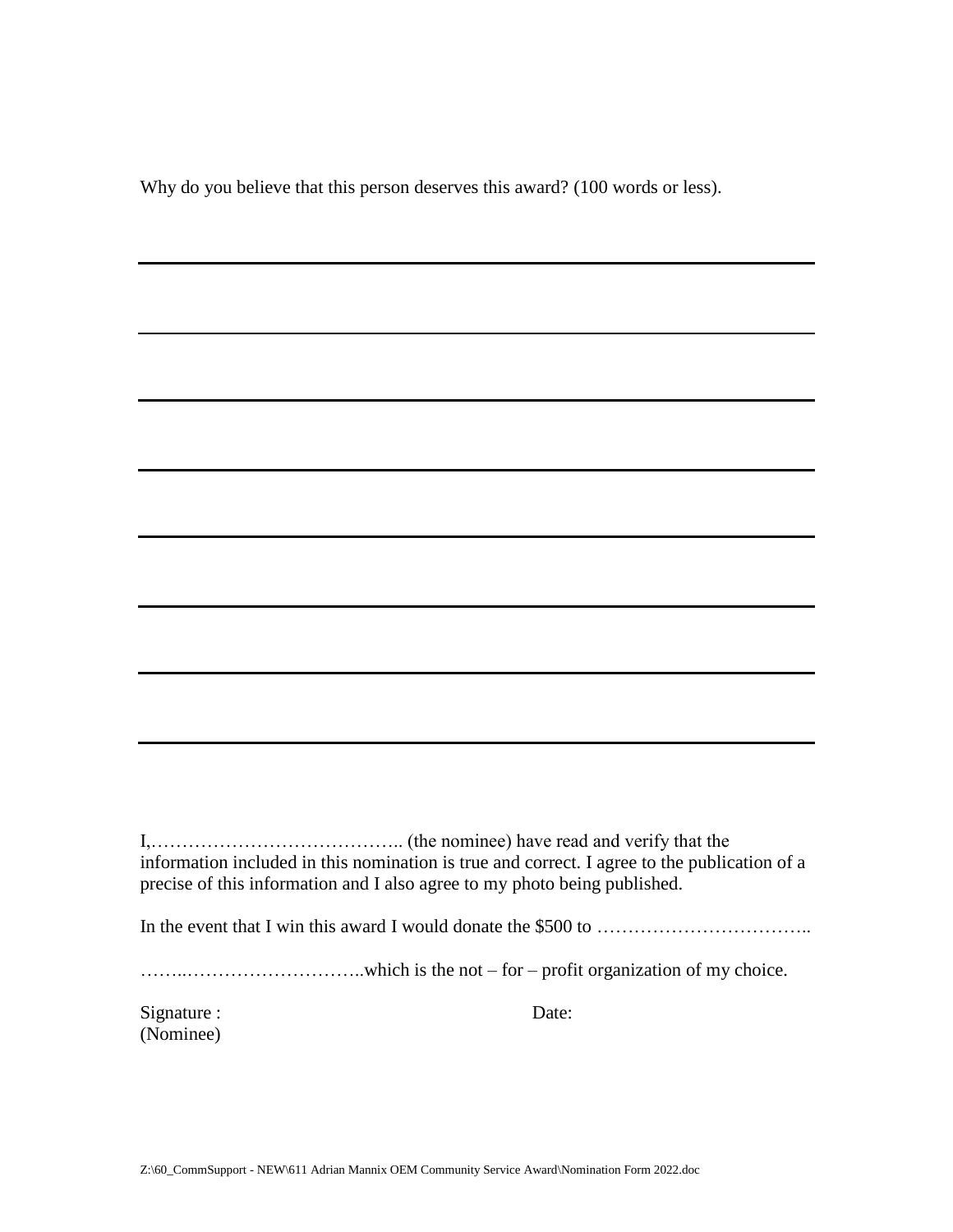Why do you believe that this person deserves this award? (100 words or less).

\_\_\_\_\_\_\_\_\_\_\_\_\_\_\_\_\_\_\_\_\_\_\_\_\_\_\_\_\_\_\_\_\_\_\_\_\_\_\_\_\_\_\_\_\_\_\_\_\_\_\_\_\_\_\_\_\_\_

\_\_\_\_\_\_\_\_\_\_\_\_\_\_\_\_\_\_\_\_\_\_\_\_\_\_\_\_\_\_\_\_\_\_\_\_\_\_\_\_\_\_\_\_\_\_\_\_\_\_\_\_\_\_\_\_\_\_

\_\_\_\_\_\_\_\_\_\_\_\_\_\_\_\_\_\_\_\_\_\_\_\_\_\_\_\_\_\_\_\_\_\_\_\_\_\_\_\_\_\_\_\_\_\_\_\_\_\_\_\_\_\_\_\_\_\_

\_\_\_\_\_\_\_\_\_\_\_\_\_\_\_\_\_\_\_\_\_\_\_\_\_\_\_\_\_\_\_\_\_\_\_\_\_\_\_\_\_\_\_\_\_\_\_\_\_\_\_\_\_\_\_\_\_\_

\_\_\_\_\_\_\_\_\_\_\_\_\_\_\_\_\_\_\_\_\_\_\_\_\_\_\_\_\_\_\_\_\_\_\_\_\_\_\_\_\_\_\_\_\_\_\_\_\_\_\_\_\_\_\_\_\_\_

\_\_\_\_\_\_\_\_\_\_\_\_\_\_\_\_\_\_\_\_\_\_\_\_\_\_\_\_\_\_\_\_\_\_\_\_\_\_\_\_\_\_\_\_\_\_\_\_\_\_\_\_\_\_\_\_\_\_

\_\_\_\_\_\_\_\_\_\_\_\_\_\_\_\_\_\_\_\_\_\_\_\_\_\_\_\_\_\_\_\_\_\_\_\_\_\_\_\_\_\_\_\_\_\_\_\_\_\_\_\_\_\_\_\_\_\_

\_\_\_\_\_\_\_\_\_\_\_\_\_\_\_\_\_\_\_\_\_\_\_\_\_\_\_\_\_\_\_\_\_\_\_\_\_\_\_\_\_\_\_\_\_\_\_\_\_\_\_\_\_\_\_\_\_\_

I,………………………………….. (the nominee) have read and verify that the information included in this nomination is true and correct. I agree to the publication of a precise of this information and I also agree to my photo being published.

In the event that I win this award I would donate the $500 to ……………………………..

……..………………………..which is the not – for – profit organization of my choice.

Signature :
(Nominee)

Date:

Z:\60_CommSupport - NEW\611 Adrian Mannix OEM Community Service Award\Nomination Form 2022.doc